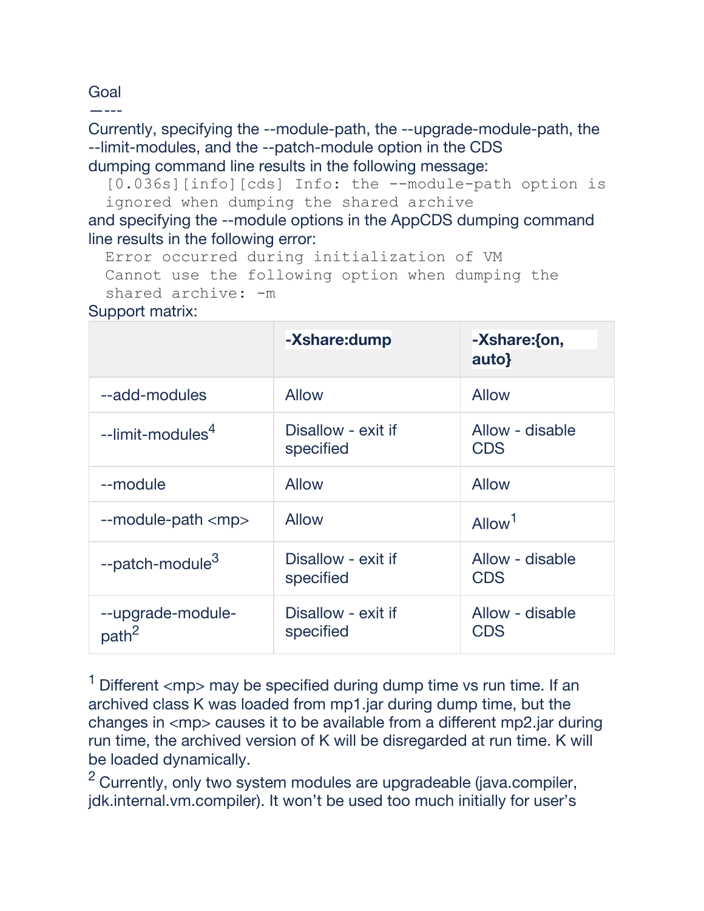Goal

—---

Currently, specifying the --module-path, the --upgrade-module-path, the --limit-modules, and the --patch-module option in the CDS dumping command line results in the following message:

```
[0.036s][info][cds] Info: the --module-path option is
ignored when dumping the shared archive
```

and specifying the --module options in the AppCDS dumping command line results in the following error:

```
Error occurred during initialization of VM
Cannot use the following option when dumping the
shared archive: -m
```

Support matrix:

| | **-Xshare:dump** | **-Xshare:{on, auto}** |
|---|---|---|
| --add-modules | Allow | Allow |
| --limit-modules[4] | Disallow - exit if specified | Allow - disable CDS |
| --module | Allow | Allow |
| --module-path <mp> | Allow | Allow[1] |
| --patch-module[3] | Disallow - exit if specified | Allow - disable CDS |
| --upgrade-module-path[2] | Disallow - exit if specified | Allow - disable CDS |

[1] Different <mp> may be specified during dump time vs run time. If an archived class K was loaded from mp1.jar during dump time, but the changes in <mp> causes it to be available from a different mp2.jar during run time, the archived version of K will be disregarded at run time. K will be loaded dynamically.

[2] Currently, only two system modules are upgradeable (java.compiler, jdk.internal.vm.compiler). It won't be used too much initially for user's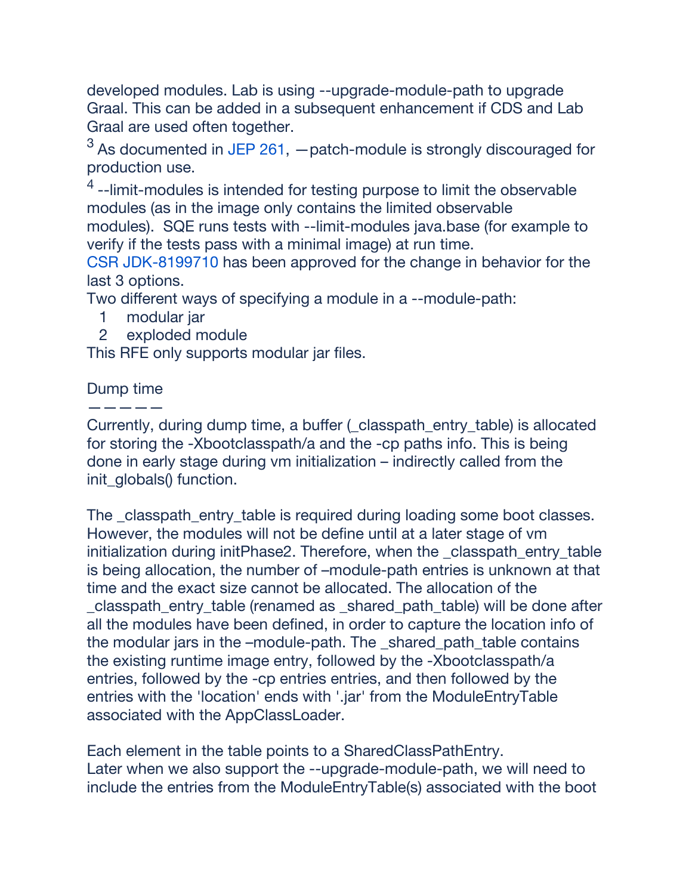developed modules. Lab is using --upgrade-module-path to upgrade Graal. This can be added in a subsequent enhancement if CDS and Lab Graal are used often together.

[3] As documented in JEP 261, —patch-module is strongly discouraged for production use.

[4] --limit-modules is intended for testing purpose to limit the observable modules (as in the image only contains the limited observable modules).  SQE runs tests with --limit-modules java.base (for example to verify if the tests pass with a minimal image) at run time.

CSR JDK-8199710 has been approved for the change in behavior for the last 3 options.

Two different ways of specifying a module in a --module-path:

1. modular jar
2. exploded module

This RFE only supports modular jar files.

Dump time

—————

Currently, during dump time, a buffer (_classpath_entry_table) is allocated for storing the -Xbootclasspath/a and the -cp paths info. This is being done in early stage during vm initialization – indirectly called from the init_globals() function.

The _classpath_entry_table is required during loading some boot classes. However, the modules will not be define until at a later stage of vm initialization during initPhase2. Therefore, when the _classpath_entry_table is being allocation, the number of –module-path entries is unknown at that time and the exact size cannot be allocated. The allocation of the _classpath_entry_table (renamed as _shared_path_table) will be done after all the modules have been defined, in order to capture the location info of the modular jars in the –module-path. The _shared_path_table contains the existing runtime image entry, followed by the -Xbootclasspath/a entries, followed by the -cp entries entries, and then followed by the entries with the 'location' ends with '.jar' from the ModuleEntryTable associated with the AppClassLoader.

Each element in the table points to a SharedClassPathEntry.
Later when we also support the --upgrade-module-path, we will need to include the entries from the ModuleEntryTable(s) associated with the boot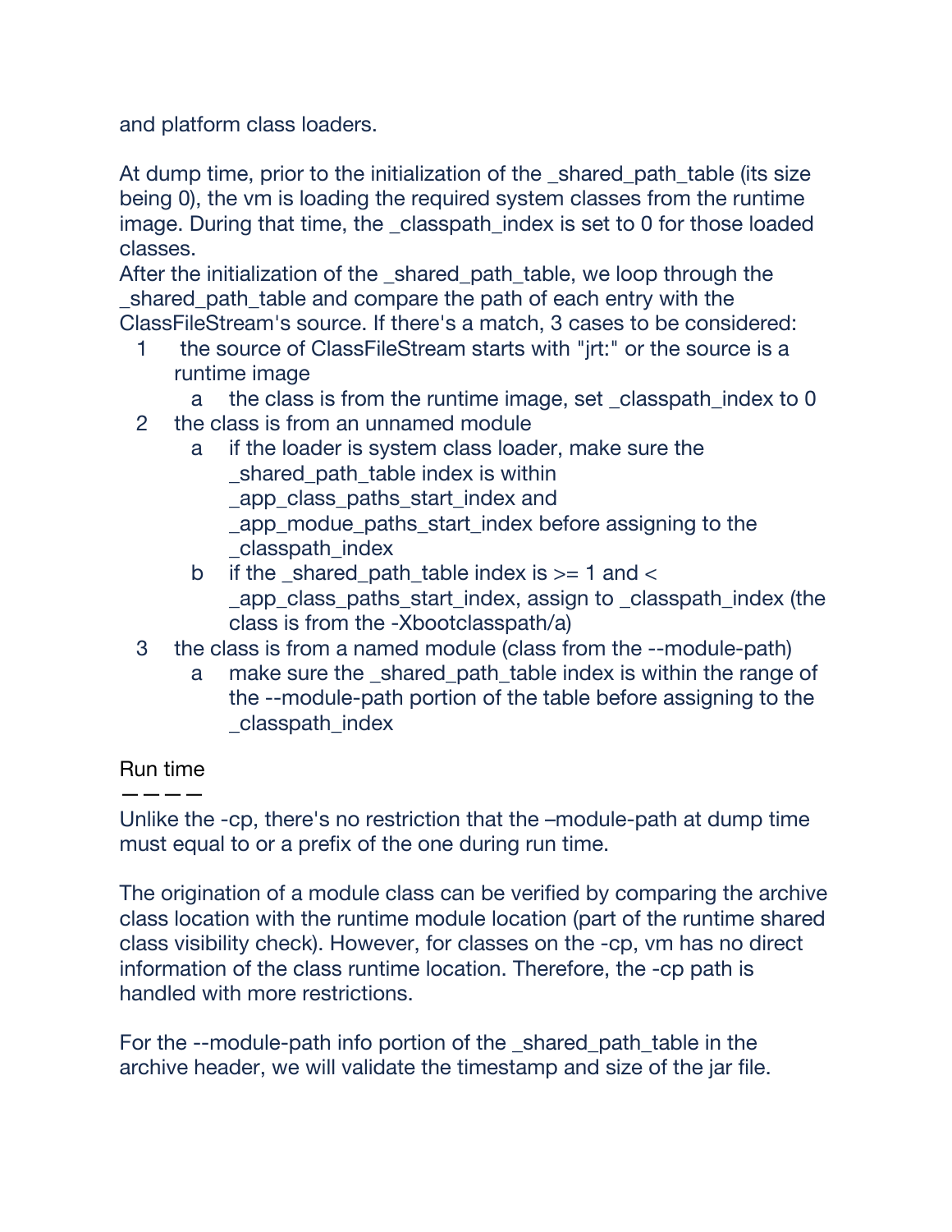and platform class loaders.

At dump time, prior to the initialization of the _shared_path_table (its size being 0), the vm is loading the required system classes from the runtime image. During that time, the _classpath_index is set to 0 for those loaded classes.
After the initialization of the _shared_path_table, we loop through the _shared_path_table and compare the path of each entry with the ClassFileStream's source. If there's a match, 3 cases to be considered:

1. the source of ClassFileStream starts with "jrt:" or the source is a runtime image
   a. the class is from the runtime image, set _classpath_index to 0
2. the class is from an unnamed module
   a. if the loader is system class loader, make sure the _shared_path_table index is within _app_class_paths_start_index and _app_modue_paths_start_index before assigning to the _classpath_index
   b. if the _shared_path_table index is >= 1 and < _app_class_paths_start_index, assign to _classpath_index (the class is from the -Xbootclasspath/a)
3. the class is from a named module (class from the --module-path)
   a. make sure the _shared_path_table index is within the range of the --module-path portion of the table before assigning to the _classpath_index

Run time
————

Unlike the -cp, there's no restriction that the –module-path at dump time must equal to or a prefix of the one during run time.

The origination of a module class can be verified by comparing the archive class location with the runtime module location (part of the runtime shared class visibility check). However, for classes on the -cp, vm has no direct information of the class runtime location. Therefore, the -cp path is handled with more restrictions.

For the --module-path info portion of the _shared_path_table in the archive header, we will validate the timestamp and size of the jar file.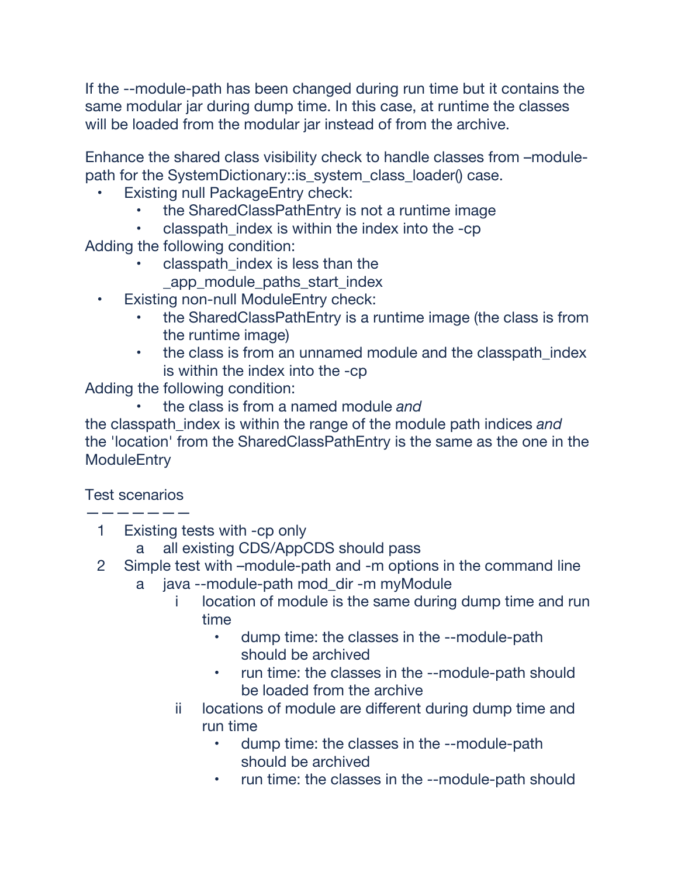If the --module-path has been changed during run time but it contains the same modular jar during dump time. In this case, at runtime the classes will be loaded from the modular jar instead of from the archive.

Enhance the shared class visibility check to handle classes from –module-path for the SystemDictionary::is_system_class_loader() case.

- Existing null PackageEntry check:
  - the SharedClassPathEntry is not a runtime image
  - classpath_index is within the index into the -cp

Adding the following condition:

  - classpath_index is less than the _app_module_paths_start_index

- Existing non-null ModuleEntry check:
  - the SharedClassPathEntry is a runtime image (the class is from the runtime image)
  - the class is from an unnamed module and the classpath_index is within the index into the -cp

Adding the following condition:

  - the class is from a named module *and*

the classpath_index is within the range of the module path indices *and* the 'location' from the SharedClassPathEntry is the same as the one in the ModuleEntry

Test scenarios
———————

1. Existing tests with -cp only
   a. all existing CDS/AppCDS should pass
2. Simple test with –module-path and -m options in the command line
   a. java --module-path mod_dir -m myModule
      i. location of module is the same during dump time and run time
         - dump time: the classes in the --module-path should be archived
         - run time: the classes in the --module-path should be loaded from the archive
      ii. locations of module are different during dump time and run time
         - dump time: the classes in the --module-path should be archived
         - run time: the classes in the --module-path should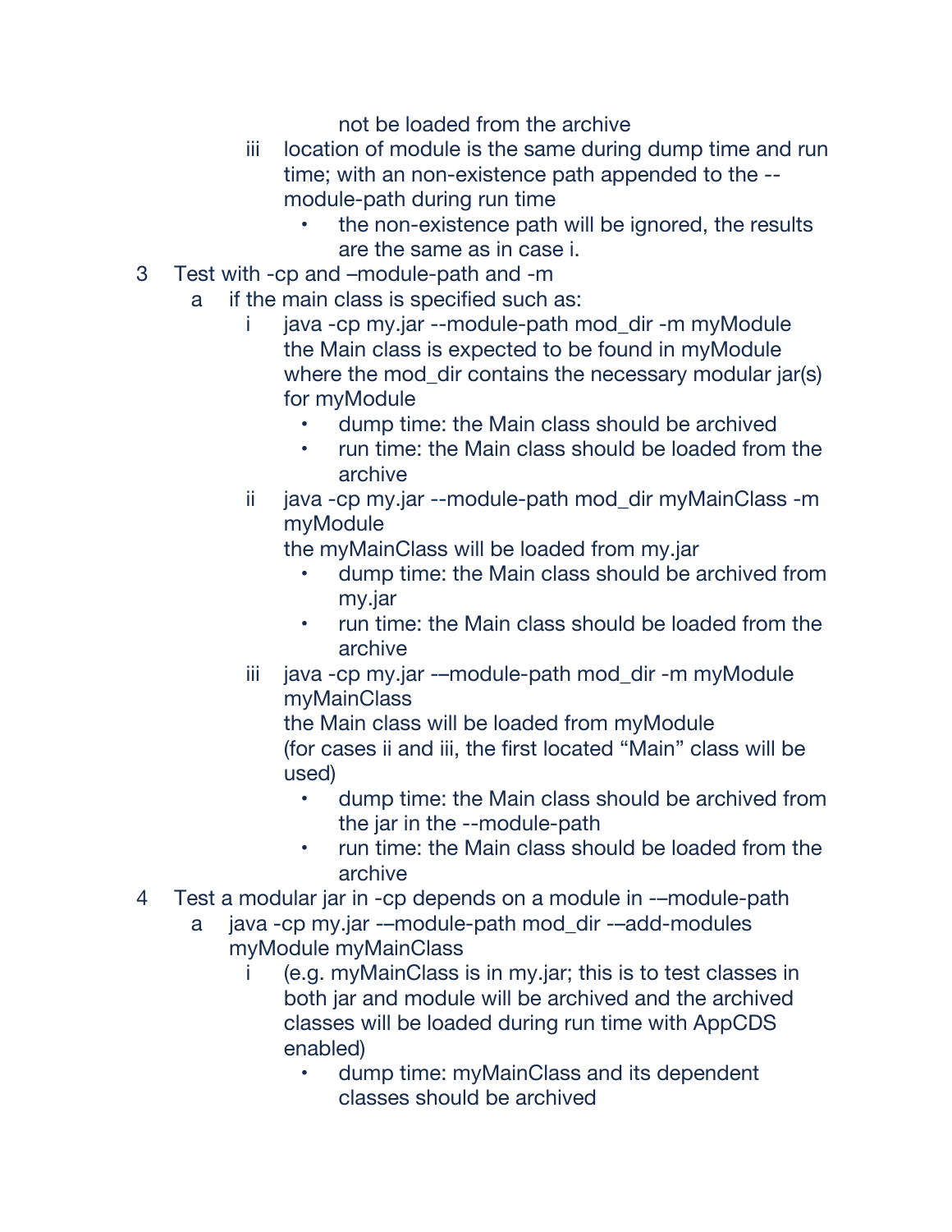not be loaded from the archive

   iii. location of module is the same during dump time and run time; with an non-existence path appended to the --module-path during run time
      - the non-existence path will be ignored, the results are the same as in case i.

3. Test with -cp and –module-path and -m
   a. if the main class is specified such as:
      i. java -cp my.jar --module-path mod_dir -m myModule
         the Main class is expected to be found in myModule where the mod_dir contains the necessary modular jar(s) for myModule
         - dump time: the Main class should be archived
         - run time: the Main class should be loaded from the archive
      ii. java -cp my.jar --module-path mod_dir myMainClass -m myModule
         the myMainClass will be loaded from my.jar
         - dump time: the Main class should be archived from my.jar
         - run time: the Main class should be loaded from the archive
      iii. java -cp my.jar -–module-path mod_dir -m myModule myMainClass
         the Main class will be loaded from myModule
         (for cases ii and iii, the first located "Main" class will be used)
         - dump time: the Main class should be archived from the jar in the --module-path
         - run time: the Main class should be loaded from the archive

4. Test a modular jar in -cp depends on a module in -–module-path
   a. java -cp my.jar -–module-path mod_dir -–add-modules myModule myMainClass
      i. (e.g. myMainClass is in my.jar; this is to test classes in both jar and module will be archived and the archived classes will be loaded during run time with AppCDS enabled)
         - dump time: myMainClass and its dependent classes should be archived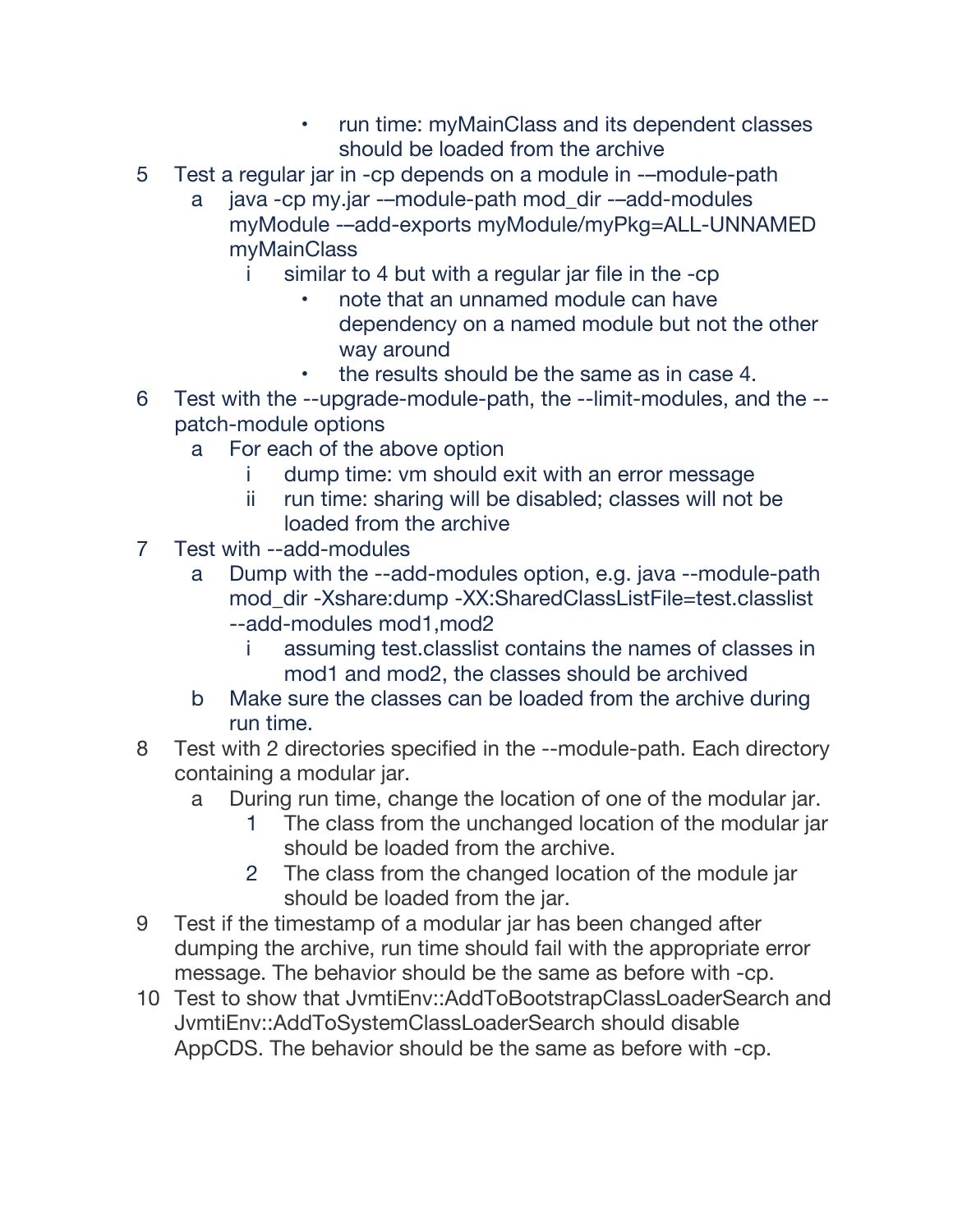- run time: myMainClass and its dependent classes should be loaded from the archive

5. Test a regular jar in -cp depends on a module in -–module-path
   a. java -cp my.jar -–module-path mod_dir -–add-modules myModule -–add-exports myModule/myPkg=ALL-UNNAMED myMainClass
      i. similar to 4 but with a regular jar file in the -cp
         - note that an unnamed module can have dependency on a named module but not the other way around
         - the results should be the same as in case 4.
6. Test with the --upgrade-module-path, the --limit-modules, and the --patch-module options
   a. For each of the above option
      i. dump time: vm should exit with an error message
      ii. run time: sharing will be disabled; classes will not be loaded from the archive
7. Test with --add-modules
   a. Dump with the --add-modules option, e.g. java --module-path mod_dir -Xshare:dump -XX:SharedClassListFile=test.classlist --add-modules mod1,mod2
      i. assuming test.classlist contains the names of classes in mod1 and mod2, the classes should be archived
   b. Make sure the classes can be loaded from the archive during run time.
8. Test with 2 directories specified in the --module-path. Each directory containing a modular jar.
   a. During run time, change the location of one of the modular jar.
      1. The class from the unchanged location of the modular jar should be loaded from the archive.
      2. The class from the changed location of the module jar should be loaded from the jar.
9. Test if the timestamp of a modular jar has been changed after dumping the archive, run time should fail with the appropriate error message. The behavior should be the same as before with -cp.
10. Test to show that JvmtiEnv::AddToBootstrapClassLoaderSearch and JvmtiEnv::AddToSystemClassLoaderSearch should disable AppCDS. The behavior should be the same as before with -cp.